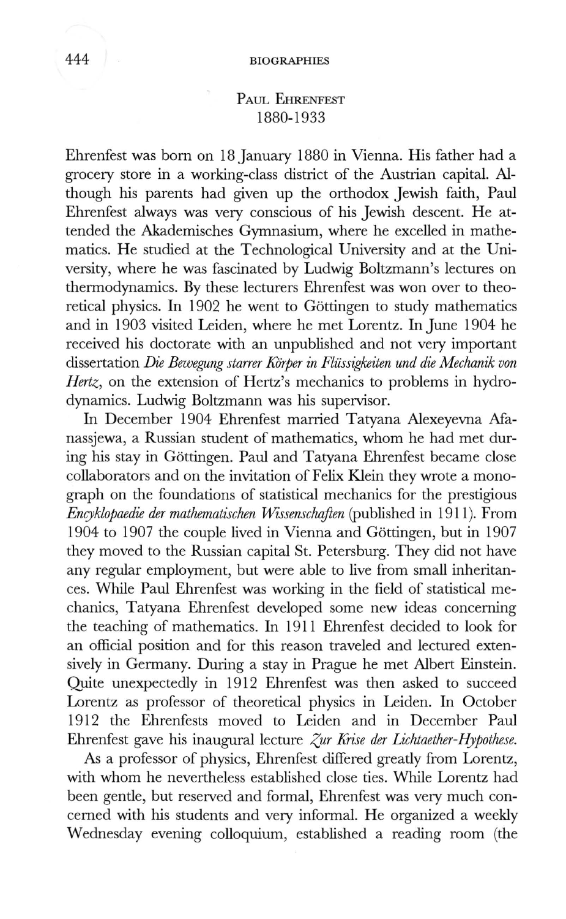## Paul Ehrenfest
## 1880-1933

Ehrenfest was born on 18 January 1880 in Vienna. His father had a grocery store in a working-class district of the Austrian capital. Although his parents had given up the orthodox Jewish faith, Paul Ehrenfest always was very conscious of his Jewish descent. He attended the Akademisches Gymnasium, where he excelled in mathematics. He studied at the Technological University and at the University, where he was fascinated by Ludwig Boltzmann's lectures on thermodynamics. By these lecturers Ehrenfest was won over to theoretical physics. In 1902 he went to Göttingen to study mathematics and in 1903 visited Leiden, where he met Lorentz. In June 1904 he received his doctorate with an unpublished and not very important dissertation *Die Bewegung starrer Körper in Flüssigkeiten und die Mechanik von Hertz*, on the extension of Hertz's mechanics to problems in hydrodynamics. Ludwig Boltzmann was his supervisor.

In December 1904 Ehrenfest married Tatyana Alexeyevna Afanassjewa, a Russian student of mathematics, whom he had met during his stay in Göttingen. Paul and Tatyana Ehrenfest became close collaborators and on the invitation of Felix Klein they wrote a monograph on the foundations of statistical mechanics for the prestigious *Encyklopaedie der mathematischen Wissenschaften* (published in 1911). From 1904 to 1907 the couple lived in Vienna and Göttingen, but in 1907 they moved to the Russian capital St. Petersburg. They did not have any regular employment, but were able to live from small inheritances. While Paul Ehrenfest was working in the field of statistical mechanics, Tatyana Ehrenfest developed some new ideas concerning the teaching of mathematics. In 1911 Ehrenfest decided to look for an official position and for this reason traveled and lectured extensively in Germany. During a stay in Prague he met Albert Einstein. Quite unexpectedly in 1912 Ehrenfest was then asked to succeed Lorentz as professor of theoretical physics in Leiden. In October 1912 the Ehrenfests moved to Leiden and in December Paul Ehrenfest gave his inaugural lecture *Zur Krise der Lichtaether-Hypothese.*

As a professor of physics, Ehrenfest differed greatly from Lorentz, with whom he nevertheless established close ties. While Lorentz had been gentle, but reserved and formal, Ehrenfest was very much concerned with his students and very informal. He organized a weekly Wednesday evening colloquium, established a reading room (the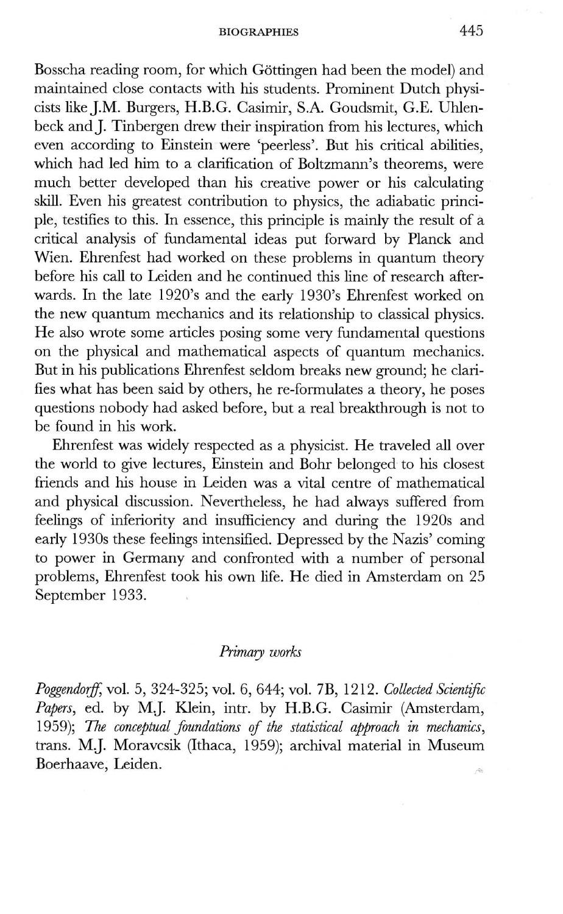Bosscha reading room, for which Göttingen had been the model) and maintained close contacts with his students. Prominent Dutch physicists like J.M. Burgers, H.B.G. Casimir, S.A. Goudsmit, G.E. Uhlenbeck and J. Tinbergen drew their inspiration from his lectures, which even according to Einstein were 'peerless'. But his critical abilities, which had led him to a clarification of Boltzmann's theorems, were much better developed than his creative power or his calculating skill. Even his greatest contribution to physics, the adiabatic principle, testifies to this. In essence, this principle is mainly the result of a critical analysis of fundamental ideas put forward by Planck and Wien. Ehrenfest had worked on these problems in quantum theory before his call to Leiden and he continued this line of research afterwards. In the late 1920's and the early 1930's Ehrenfest worked on the new quantum mechanics and its relationship to classical physics. He also wrote some articles posing some very fundamental questions on the physical and mathematical aspects of quantum mechanics. But in his publications Ehrenfest seldom breaks new ground; he clarifies what has been said by others, he re-formulates a theory, he poses questions nobody had asked before, but a real breakthrough is not to be found in his work.

Ehrenfest was widely respected as a physicist. He traveled all over the world to give lectures, Einstein and Bohr belonged to his closest friends and his house in Leiden was a vital centre of mathematical and physical discussion. Nevertheless, he had always suffered from feelings of inferiority and insufficiency and during the 1920s and early 1930s these feelings intensified. Depressed by the Nazis' coming to power in Germany and confronted with a number of personal problems, Ehrenfest took his own life. He died in Amsterdam on 25 September 1933.

### *Primary works*

*Poggendorff*, vol. 5, 324-325; vol. 6, 644; vol. 7B, 1212. *Collected Scientific Papers*, ed. by M.J. Klein, intr. by H.B.G. Casimir (Amsterdam, 1959); *The conceptual foundations of the statistical approach in mechanics*, trans. M.J. Moravcsik (Ithaca, 1959); archival material in Museum Boerhaave, Leiden.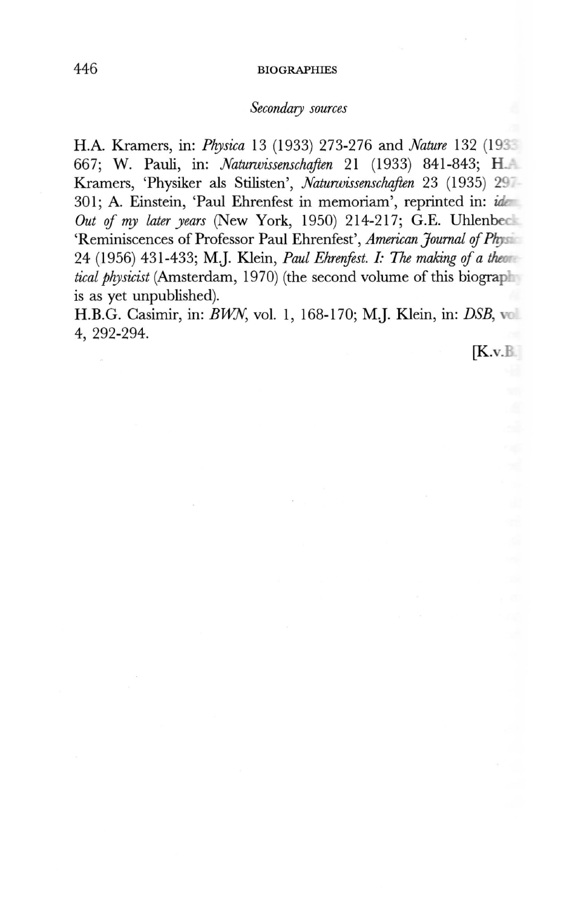*Secondary sources*

H.A. Kramers, in: *Physica* 13 (1933) 273-276 and *Nature* 132 (1933) 667; W. Pauli, in: *Naturwissenschaften* 21 (1933) 841-843; H.A. Kramers, 'Physiker als Stilisten', *Naturwissenschaften* 23 (1935) 297-301; A. Einstein, 'Paul Ehrenfest in memoriam', reprinted in: idem, *Out of my later years* (New York, 1950) 214-217; G.E. Uhlenbeck, 'Reminiscences of Professor Paul Ehrenfest', *American Journal of Physics* 24 (1956) 431-433; M.J. Klein, *Paul Ehrenfest. I: The making of a theoretical physicist* (Amsterdam, 1970) (the second volume of this biography is as yet unpublished).
H.B.G. Casimir, in: *BWN*, vol. 1, 168-170; M.J. Klein, in: *DSB*, vol. 4, 292-294.

[K.v.B.]